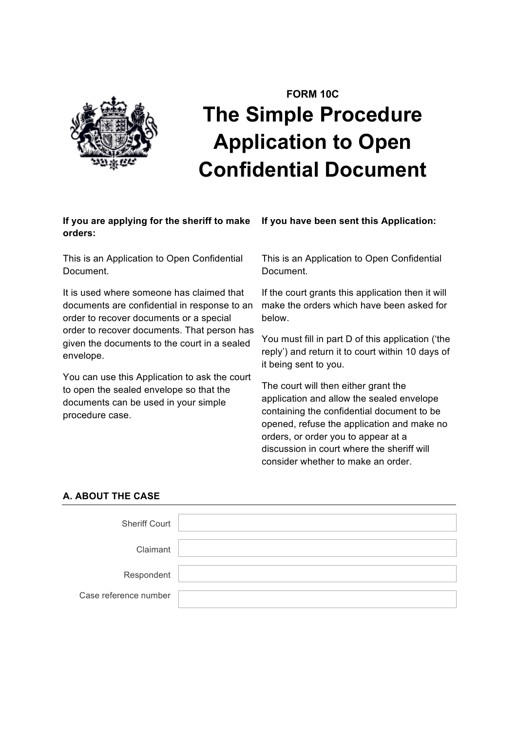**FORM 10C**

# The Simple Procedure Application to Open Confidential Document

**If you are applying for the sheriff to make orders:**

This is an Application to Open Confidential Document.

It is used where someone has claimed that documents are confidential in response to an order to recover documents or a special order to recover documents. That person has given the documents to the court in a sealed envelope.

You can use this Application to ask the court to open the sealed envelope so that the documents can be used in your simple procedure case.

**If you have been sent this Application:**

This is an Application to Open Confidential Document.

If the court grants this application then it will make the orders which have been asked for below.

You must fill in part D of this application ('the reply') and return it to court within 10 days of it being sent to you.

The court will then either grant the application and allow the sealed envelope containing the confidential document to be opened, refuse the application and make no orders, or order you to appear at a discussion in court where the sheriff will consider whether to make an order.

## A. ABOUT THE CASE

| | |
|---|---|
| Sheriff Court | |
| Claimant | |
| Respondent | |
| Case reference number | |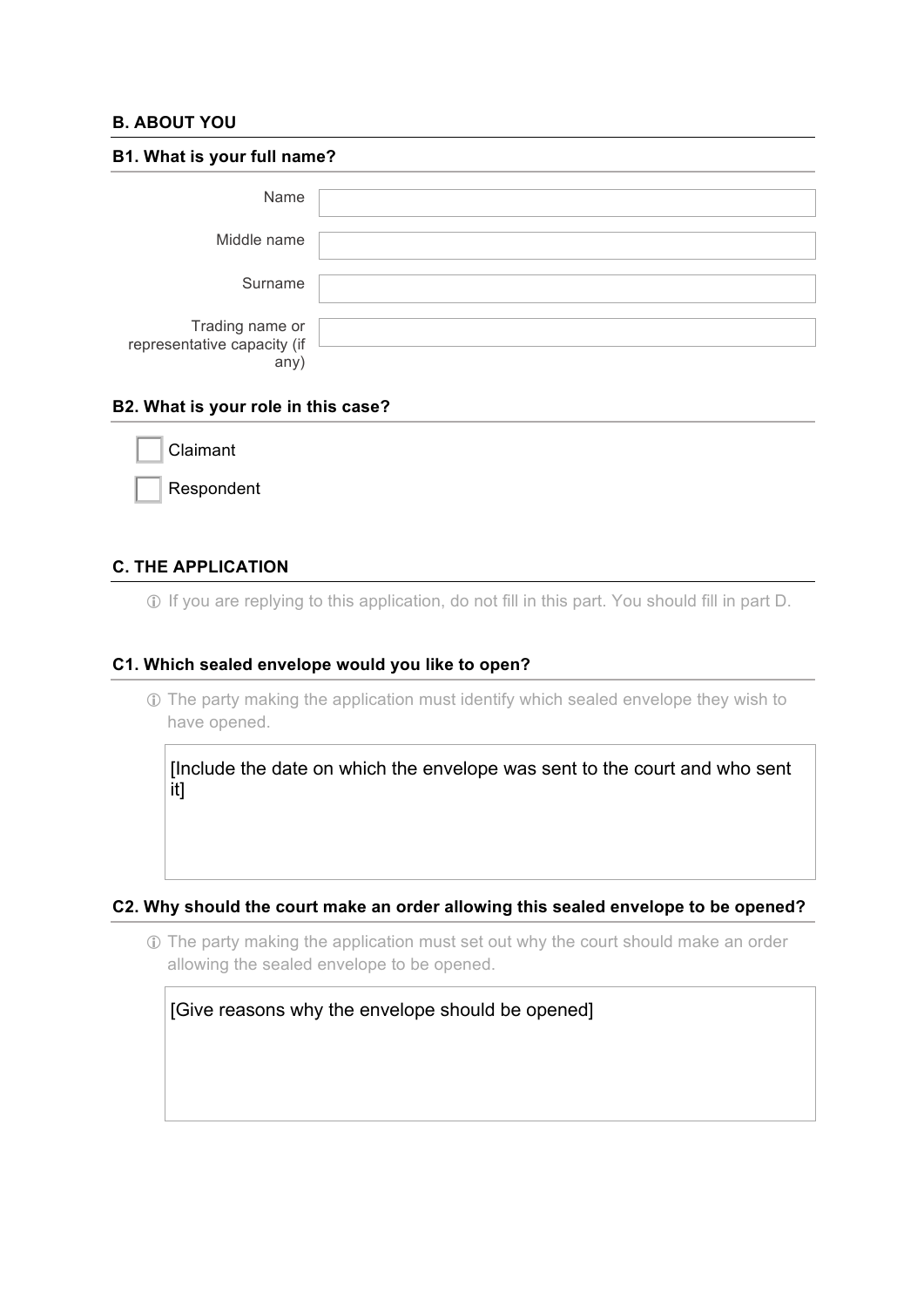## B. ABOUT YOU

### B1. What is your full name?

Name

Middle name

Surname

Trading name or representative capacity (if any)

### B2. What is your role in this case?

- [ ] Claimant
- [ ] Respondent

## C. THE APPLICATION

ⓘ If you are replying to this application, do not fill in this part. You should fill in part D.

### C1. Which sealed envelope would you like to open?

ⓘ The party making the application must identify which sealed envelope they wish to have opened.

[Include the date on which the envelope was sent to the court and who sent it]

### C2. Why should the court make an order allowing this sealed envelope to be opened?

ⓘ The party making the application must set out why the court should make an order allowing the sealed envelope to be opened.

[Give reasons why the envelope should be opened]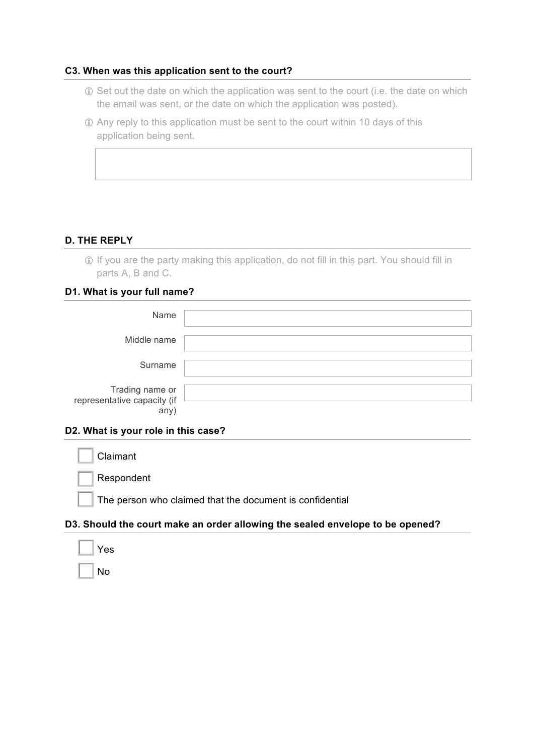### C3. When was this application sent to the court?

ⓘ Set out the date on which the application was sent to the court (i.e. the date on which the email was sent, or the date on which the application was posted).

ⓘ Any reply to this application must be sent to the court within 10 days of this application being sent.

## D. THE REPLY

ⓘ If you are the party making this application, do not fill in this part. You should fill in parts A, B and C.

### D1. What is your full name?

Name

Middle name

Surname

Trading name or representative capacity (if any)

### D2. What is your role in this case?

- [ ] Claimant
- [ ] Respondent
- [ ] The person who claimed that the document is confidential

### D3. Should the court make an order allowing the sealed envelope to be opened?

- [ ] Yes
- [ ] No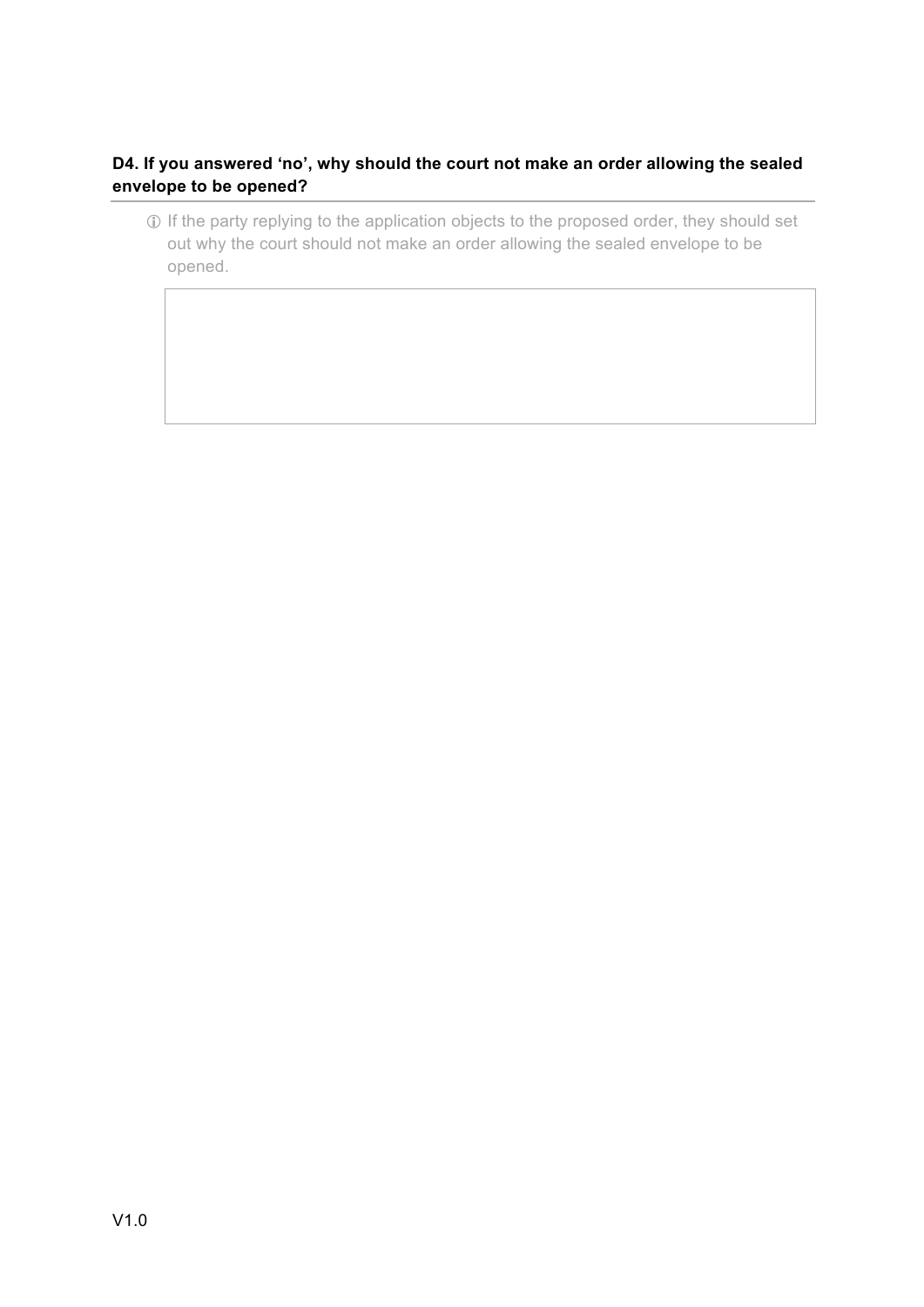**D4. If you answered 'no', why should the court not make an order allowing the sealed envelope to be opened?**

ⓘ If the party replying to the application objects to the proposed order, they should set out why the court should not make an order allowing the sealed envelope to be opened.

| |
|---|
| |

V1.0